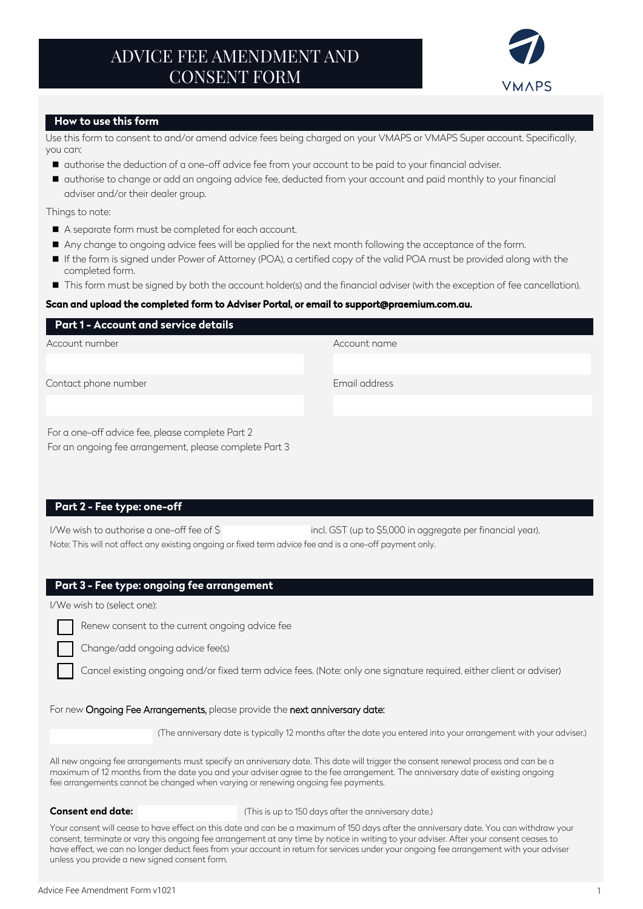# ADVICE FEE AMENDMENT AND CONSENT FORM

VMAPS

## How to use this form

Use this form to consent to and/or amend advice fees being charged on your VMAPS or VMAPS Super account. Specifically, you can:

- authorise the deduction of a one-off advice fee from your account to be paid to your financial adviser.
- authorise to change or add an ongoing advice fee, deducted from your account and paid monthly to your financial adviser and/or their dealer group.

Things to note:

- A separate form must be completed for each account.
- Any change to ongoing advice fees will be applied for the next month following the acceptance of the form.
- If the form is signed under Power of Attorney (POA), a certified copy of the valid POA must be provided along with the completed form.
- This form must be signed by both the account holder(s) and the financial adviser (with the exception of fee cancellation).

**Scan and upload the completed form to Adviser Portal, or email to support@praemium.com.au.**

## Part 1 - Account and service details

Account number

Account name

Contact phone number

Email address

For a one-off advice fee, please complete Part 2

For an ongoing fee arrangement, please complete Part 3

## Part 2 - Fee type: one-off

I/We wish to authorise a one-off fee of $ ______________ incl. GST (up to $5,000 in aggregate per financial year).

Note: This will not affect any existing ongoing or fixed term advice fee and is a one-off payment only.

## Part 3 - Fee type: ongoing fee arrangement

I/We wish to (select one):

- ☐ Renew consent to the current ongoing advice fee
- ☐ Change/add ongoing advice fee(s)
- ☐ Cancel existing ongoing and/or fixed term advice fees. (Note: only one signature required, either client or adviser)

For new Ongoing Fee Arrangements, please provide the next anniversary date:

______________ (The anniversary date is typically 12 months after the date you entered into your arrangement with your adviser.)

All new ongoing fee arrangements must specify an anniversary date. This date will trigger the consent renewal process and can be a maximum of 12 months from the date you and your adviser agree to the fee arrangement. The anniversary date of existing ongoing fee arrangements cannot be changed when varying or renewing ongoing fee payments.

**Consent end date:** ______________ (This is up to 150 days after the anniversary date.)

Your consent will cease to have effect on this date and can be a maximum of 150 days after the anniversary date. You can withdraw your consent, terminate or vary this ongoing fee arrangement at any time by notice in writing to your adviser. After your consent ceases to have effect, we can no longer deduct fees from your account in return for services under your ongoing fee arrangement with your adviser unless you provide a new signed consent form.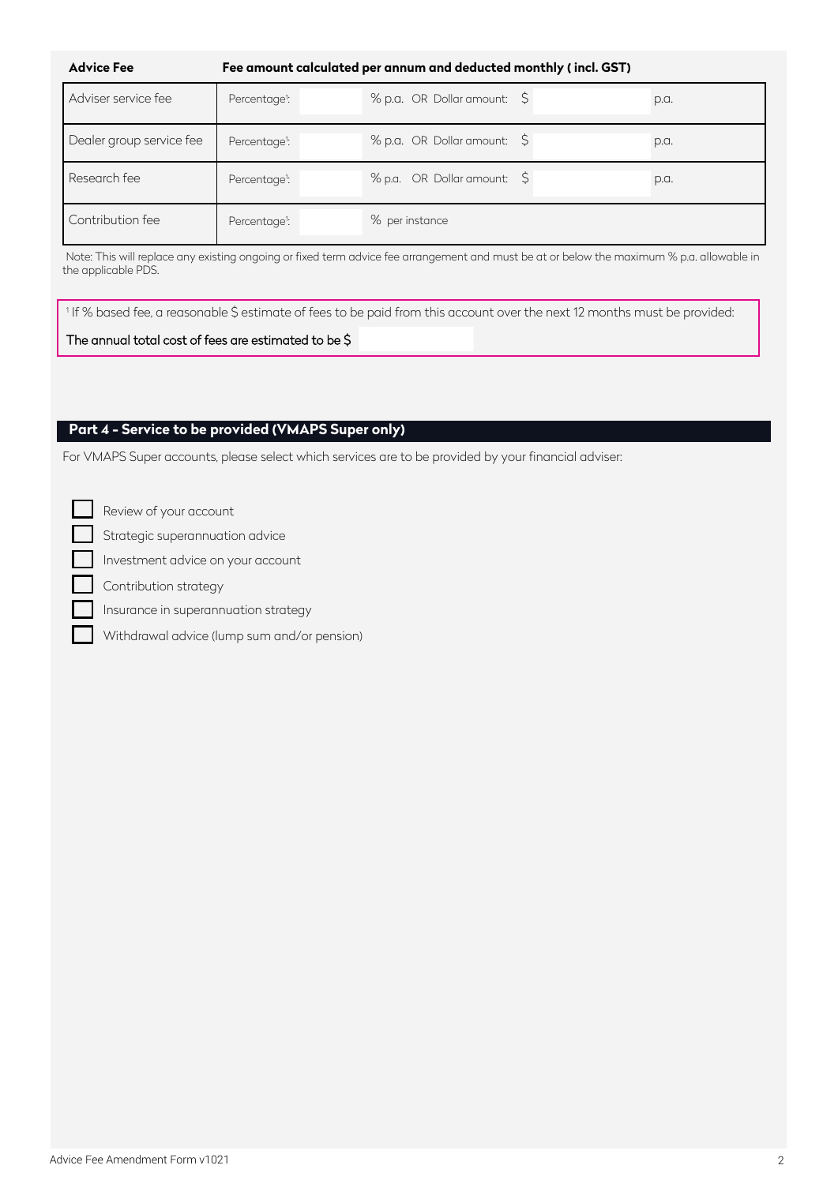| Advice Fee | Fee amount calculated per annum and deducted monthly ( incl. GST) | | |
|---|---|---|---|
| Adviser service fee | Percentage[1]: | % p.a. OR Dollar amount: $ | p.a. |
| Dealer group service fee | Percentage[1]: | % p.a. OR Dollar amount: $ | p.a. |
| Research fee | Percentage[1]: | % p.a. OR Dollar amount: $ | p.a. |
| Contribution fee | Percentage[1]: | % per instance | |

Note: This will replace any existing ongoing or fixed term advice fee arrangement and must be at or below the maximum % p.a. allowable in the applicable PDS.

[1] If % based fee, a reasonable $ estimate of fees to be paid from this account over the next 12 months must be provided:

The annual total cost of fees are estimated to be $

## Part 4 - Service to be provided (VMAPS Super only)

For VMAPS Super accounts, please select which services are to be provided by your financial adviser:

- ☐ Review of your account
- ☐ Strategic superannuation advice
- ☐ Investment advice on your account
- ☐ Contribution strategy
- ☐ Insurance in superannuation strategy
- ☐ Withdrawal advice (lump sum and/or pension)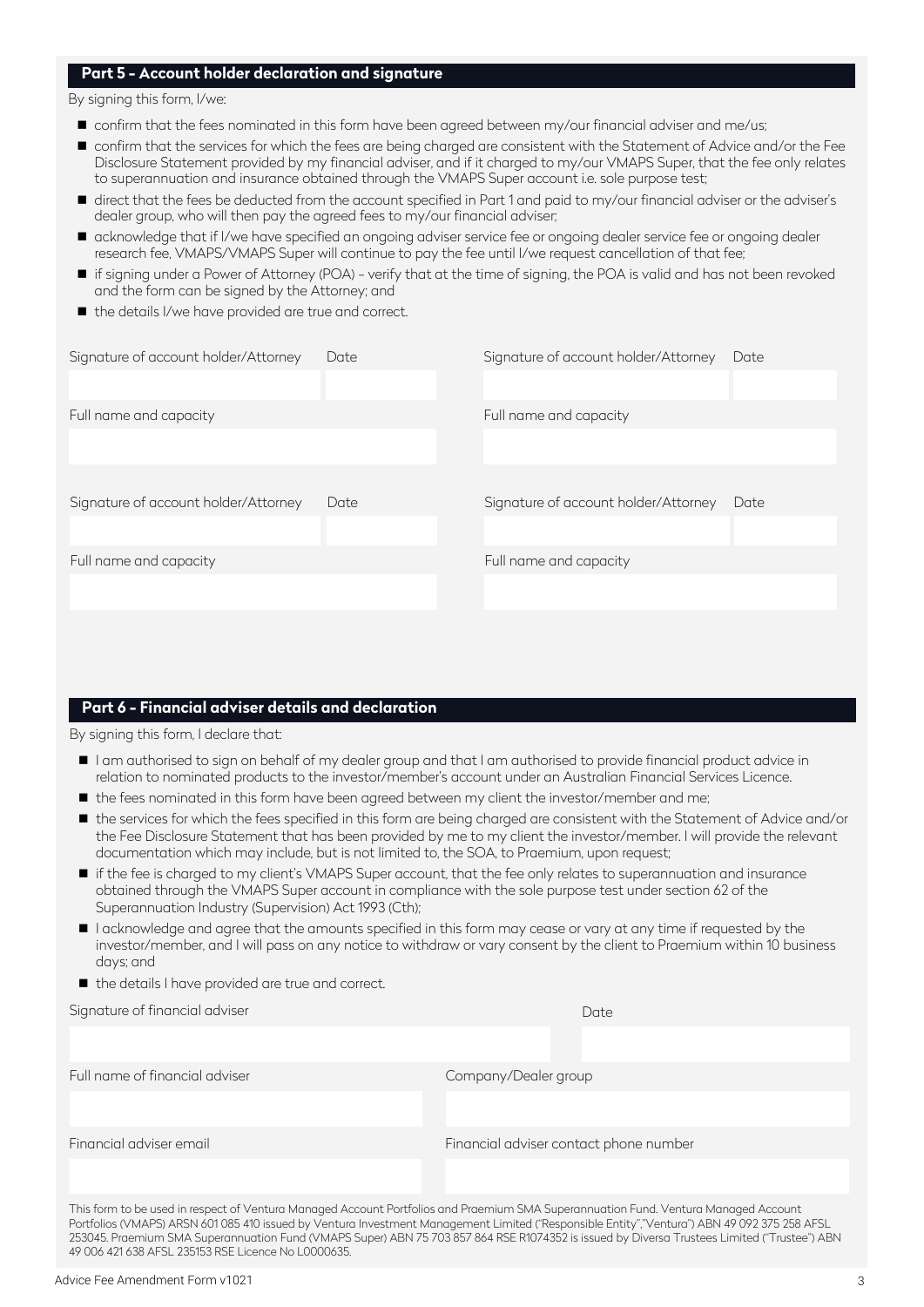## Part 5 - Account holder declaration and signature

By signing this form, I/we:

- confirm that the fees nominated in this form have been agreed between my/our financial adviser and me/us;
- confirm that the services for which the fees are being charged are consistent with the Statement of Advice and/or the Fee Disclosure Statement provided by my financial adviser, and if it charged to my/our VMAPS Super, that the fee only relates to superannuation and insurance obtained through the VMAPS Super account i.e. sole purpose test;
- direct that the fees be deducted from the account specified in Part 1 and paid to my/our financial adviser or the adviser's dealer group, who will then pay the agreed fees to my/our financial adviser;
- acknowledge that if I/we have specified an ongoing adviser service fee or ongoing dealer service fee or ongoing dealer research fee, VMAPS/VMAPS Super will continue to pay the fee until I/we request cancellation of that fee;
- if signing under a Power of Attorney (POA) – verify that at the time of signing, the POA is valid and has not been revoked and the form can be signed by the Attorney; and
- the details I/we have provided are true and correct.

| Signature of account holder/Attorney | Date | Signature of account holder/Attorney | Date |
|---|---|---|---|
| | | | |
| Full name and capacity | | Full name and capacity | |
| | | | |
| Signature of account holder/Attorney | Date | Signature of account holder/Attorney | Date |
| | | | |
| Full name and capacity | | Full name and capacity | |
| | | | |

## Part 6 - Financial adviser details and declaration

By signing this form, I declare that:

- I am authorised to sign on behalf of my dealer group and that I am authorised to provide financial product advice in relation to nominated products to the investor/member's account under an Australian Financial Services Licence.
- the fees nominated in this form have been agreed between my client the investor/member and me;
- the services for which the fees specified in this form are being charged are consistent with the Statement of Advice and/or the Fee Disclosure Statement that has been provided by me to my client the investor/member. I will provide the relevant documentation which may include, but is not limited to, the SOA, to Praemium, upon request;
- if the fee is charged to my client's VMAPS Super account, that the fee only relates to superannuation and insurance obtained through the VMAPS Super account in compliance with the sole purpose test under section 62 of the Superannuation Industry (Supervision) Act 1993 (Cth);
- I acknowledge and agree that the amounts specified in this form may cease or vary at any time if requested by the investor/member, and I will pass on any notice to withdraw or vary consent by the client to Praemium within 10 business days; and
- the details I have provided are true and correct.

| Signature of financial adviser | Date |
|---|---|
| | |
| Full name of financial adviser | Company/Dealer group |
| | |
| Financial adviser email | Financial adviser contact phone number |
| | |

This form to be used in respect of Ventura Managed Account Portfolios and Praemium SMA Superannuation Fund. Ventura Managed Account Portfolios (VMAPS) ARSN 601 085 410 issued by Ventura Investment Management Limited ("Responsible Entity","Ventura") ABN 49 092 375 258 AFSL 253045. Praemium SMA Superannuation Fund (VMAPS Super) ABN 75 703 857 864 RSE R1074352 is issued by Diversa Trustees Limited ("Trustee") ABN 49 006 421 638 AFSL 235153 RSE Licence No L0000635.

Advice Fee Amendment Form v1021